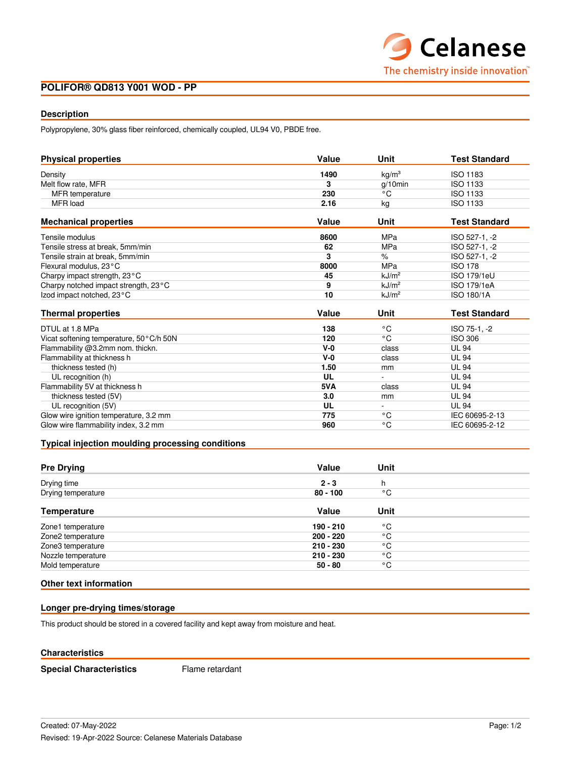## POLIFOR® QD813 Y001 WOD - PP

### Description

Polypropylene, 30% glass fiber reinforced, chemically coupled, UL94 V0, PBDE free.

| Physical properties | Value | Unit | Test Standard |
|---|---|---|---|
| Density | **1490** | kg/m³ | ISO 1183 |
| Melt flow rate, MFR | **3** | g/10min | ISO 1133 |
| MFR temperature | **230** | °C | ISO 1133 |
| MFR load | **2.16** | kg | ISO 1133 |

| Mechanical properties | Value | Unit | Test Standard |
|---|---|---|---|
| Tensile modulus | **8600** | MPa | ISO 527-1, -2 |
| Tensile stress at break, 5mm/min | **62** | MPa | ISO 527-1, -2 |
| Tensile strain at break, 5mm/min | **3** | % | ISO 527-1, -2 |
| Flexural modulus, 23°C | **8000** | MPa | ISO 178 |
| Charpy impact strength, 23°C | **45** | kJ/m² | ISO 179/1eU |
| Charpy notched impact strength, 23°C | **9** | kJ/m² | ISO 179/1eA |
| Izod impact notched, 23°C | **10** | kJ/m² | ISO 180/1A |

| Thermal properties | Value | Unit | Test Standard |
|---|---|---|---|
| DTUL at 1.8 MPa | **138** | °C | ISO 75-1, -2 |
| Vicat softening temperature, 50°C/h 50N | **120** | °C | ISO 306 |
| Flammability @3.2mm nom. thickn. | **V-0** | class | UL 94 |
| Flammability at thickness h | **V-0** | class | UL 94 |
| thickness tested (h) | **1.50** | mm | UL 94 |
| UL recognition (h) | **UL** | - | UL 94 |
| Flammability 5V at thickness h | **5VA** | class | UL 94 |
| thickness tested (5V) | **3.0** | mm | UL 94 |
| UL recognition (5V) | **UL** | - | UL 94 |
| Glow wire ignition temperature, 3.2 mm | **775** | °C | IEC 60695-2-13 |
| Glow wire flammability index, 3.2 mm | **960** | °C | IEC 60695-2-12 |

### Typical injection moulding processing conditions

| Pre Drying | Value | Unit |
|---|---|---|
| Drying time | **2 - 3** | h |
| Drying temperature | **80 - 100** | °C |

| Temperature | Value | Unit |
|---|---|---|
| Zone1 temperature | **190 - 210** | °C |
| Zone2 temperature | **200 - 220** | °C |
| Zone3 temperature | **210 - 230** | °C |
| Nozzle temperature | **210 - 230** | °C |
| Mold temperature | **50 - 80** | °C |

### Other text information

### Longer pre-drying times/storage

This product should be stored in a covered facility and kept away from moisture and heat.

### Characteristics

**Special Characteristics** Flame retardant

Created: 07-May-2022

Revised: 19-Apr-2022 Source: Celanese Materials Database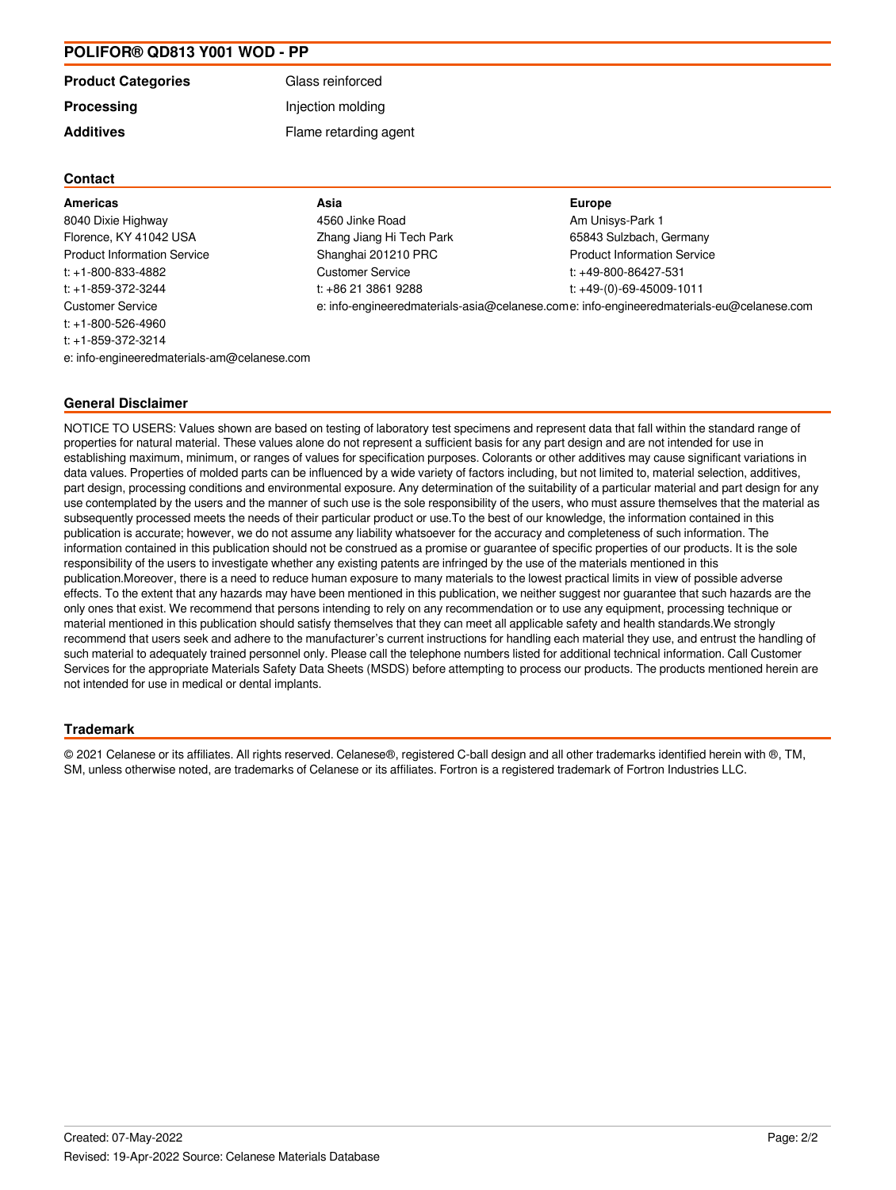## POLIFOR® QD813 Y001 WOD - PP

| | |
|---|---|
| **Product Categories** | Glass reinforced |
| **Processing** | Injection molding |
| **Additives** | Flame retarding agent |

### Contact

**Americas**
8040 Dixie Highway
Florence, KY 41042 USA
Product Information Service
t: +1-800-833-4882
t: +1-859-372-3244
Customer Service
t: +1-800-526-4960
t: +1-859-372-3214
e: info-engineeredmaterials-am@celanese.com

**Asia**
4560 Jinke Road
Zhang Jiang Hi Tech Park
Shanghai 201210 PRC
Customer Service
t: +86 21 3861 9288
e: info-engineeredmaterials-asia@celanese.com

**Europe**
Am Unisys-Park 1
65843 Sulzbach, Germany
Product Information Service
t: +49-800-86427-531
t: +49-(0)-69-45009-1011
e: info-engineeredmaterials-eu@celanese.com

### General Disclaimer

NOTICE TO USERS: Values shown are based on testing of laboratory test specimens and represent data that fall within the standard range of properties for natural material. These values alone do not represent a sufficient basis for any part design and are not intended for use in establishing maximum, minimum, or ranges of values for specification purposes. Colorants or other additives may cause significant variations in data values. Properties of molded parts can be influenced by a wide variety of factors including, but not limited to, material selection, additives, part design, processing conditions and environmental exposure. Any determination of the suitability of a particular material and part design for any use contemplated by the users and the manner of such use is the sole responsibility of the users, who must assure themselves that the material as subsequently processed meets the needs of their particular product or use.To the best of our knowledge, the information contained in this publication is accurate; however, we do not assume any liability whatsoever for the accuracy and completeness of such information. The information contained in this publication should not be construed as a promise or guarantee of specific properties of our products. It is the sole responsibility of the users to investigate whether any existing patents are infringed by the use of the materials mentioned in this publication.Moreover, there is a need to reduce human exposure to many materials to the lowest practical limits in view of possible adverse effects. To the extent that any hazards may have been mentioned in this publication, we neither suggest nor guarantee that such hazards are the only ones that exist. We recommend that persons intending to rely on any recommendation or to use any equipment, processing technique or material mentioned in this publication should satisfy themselves that they can meet all applicable safety and health standards.We strongly recommend that users seek and adhere to the manufacturer's current instructions for handling each material they use, and entrust the handling of such material to adequately trained personnel only. Please call the telephone numbers listed for additional technical information. Call Customer Services for the appropriate Materials Safety Data Sheets (MSDS) before attempting to process our products. The products mentioned herein are not intended for use in medical or dental implants.

### Trademark

© 2021 Celanese or its affiliates. All rights reserved. Celanese®, registered C-ball design and all other trademarks identified herein with ®, TM, SM, unless otherwise noted, are trademarks of Celanese or its affiliates. Fortron is a registered trademark of Fortron Industries LLC.

Created: 07-May-2022
Revised: 19-Apr-2022 Source: Celanese Materials Database